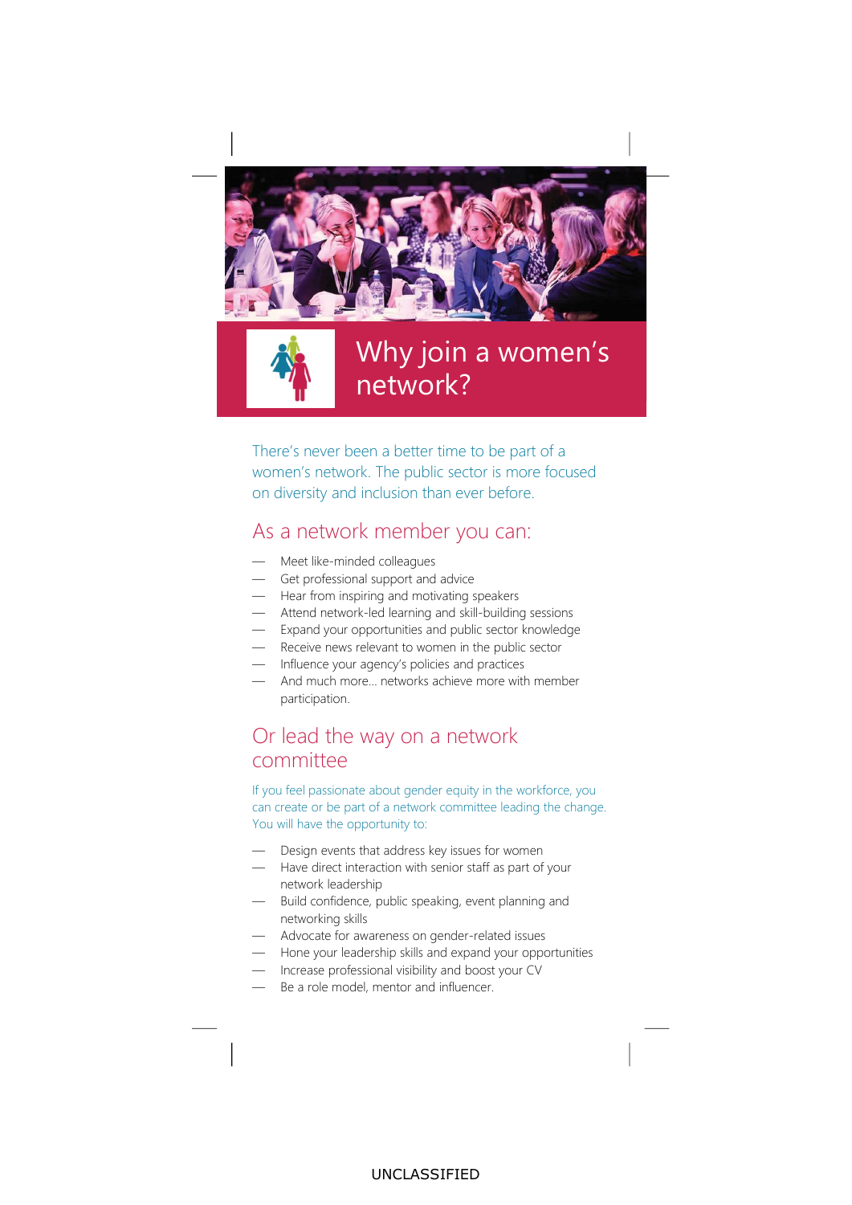# Why join a women's network?

There's never been a better time to be part of a women's network. The public sector is more focused on diversity and inclusion than ever before.

## As a network member you can:

- Meet like-minded colleagues
- Get professional support and advice
- Hear from inspiring and motivating speakers
- Attend network-led learning and skill-building sessions
- Expand your opportunities and public sector knowledge
- Receive news relevant to women in the public sector
- Influence your agency's policies and practices
- And much more... networks achieve more with member participation.

## Or lead the way on a network committee

If you feel passionate about gender equity in the workforce, you can create or be part of a network committee leading the change. You will have the opportunity to:

- Design events that address key issues for women
- Have direct interaction with senior staff as part of your network leadership
- Build confidence, public speaking, event planning and networking skills
- Advocate for awareness on gender-related issues
- Hone your leadership skills and expand your opportunities
- Increase professional visibility and boost your CV
- Be a role model, mentor and influencer.

UNCLASSIFIED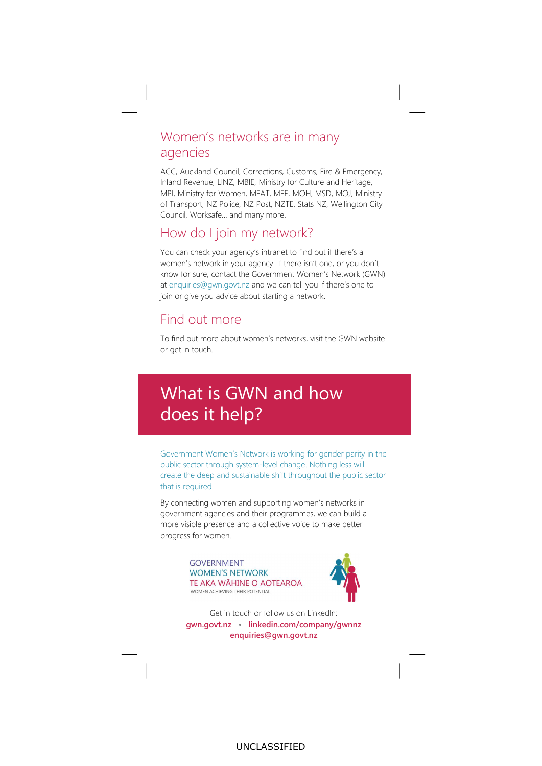## Women's networks are in many agencies

ACC, Auckland Council, Corrections, Customs, Fire & Emergency, Inland Revenue, LINZ, MBIE, Ministry for Culture and Heritage, MPI, Ministry for Women, MFAT, MFE, MOH, MSD, MOJ, Ministry of Transport, NZ Police, NZ Post, NZTE, Stats NZ, Wellington City Council, Worksafe... and many more.

## How do I join my network?

You can check your agency's intranet to find out if there's a women's network in your agency. If there isn't one, or you don't know for sure, contact the Government Women's Network (GWN) at enquiries@gwn.govt.nz and we can tell you if there's one to join or give you advice about starting a network.

## Find out more

To find out more about women's networks, visit the GWN website or get in touch.

# What is GWN and how does it help?

Government Women's Network is working for gender parity in the public sector through system-level change. Nothing less will create the deep and sustainable shift throughout the public sector that is required.

By connecting women and supporting women's networks in government agencies and their programmes, we can build a more visible presence and a collective voice to make better progress for women.

GOVERNMENT
WOMEN'S NETWORK
TE AKA WĀHINE O AOTEAROA
WOMEN ACHIEVING THEIR POTENTIAL

Get in touch or follow us on LinkedIn:
**gwn.govt.nz** • **linkedin.com/company/gwnnz**
**enquiries@gwn.govt.nz**

UNCLASSIFIED